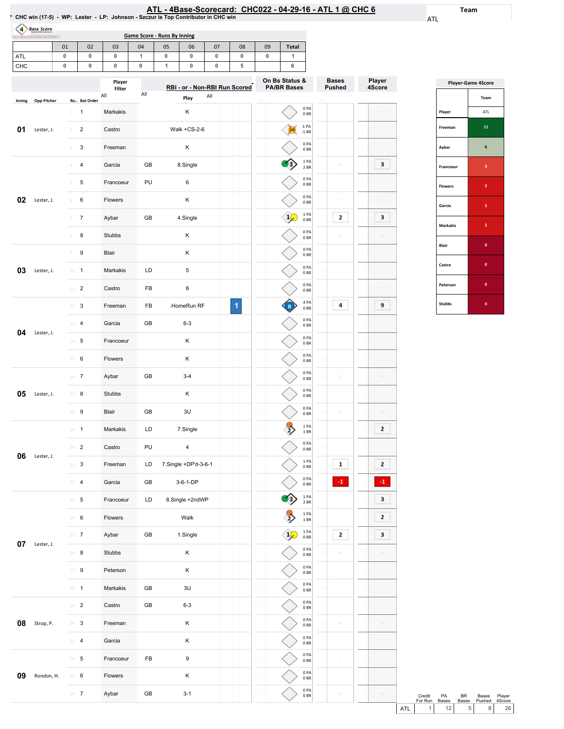# ATL - 4Base-Scorecard: CHC022 - 04-29-16 - ATL 1 @ CHC 6

\* CHC win (17-5) - WP: Lester - LP: Johnson - Szczur is Top Contributor in CHC win

Team: ATL

## Game Score - Runs By Inning

| | 01 | 02 | 03 | 04 | 05 | 06 | 07 | 08 | 09 | Total |
|---|---|---|---|---|---|---|---|---|---|---|
| ATL | 0 | 0 | 0 | 1 | 0 | 0 | 0 | 0 | 0 | 1 |
| CHC | 0 | 0 | 0 | 0 | 1 | 0 | 0 | 5 | | 6 |

| Inning | Opp Pitcher | Ro.. | Bat Order | Player | | Play | RBI | On Bs Status & PA/BR Bases | Bases Pushed | Player 4Score |
|---|---|---|---|---|---|---|---|---|---|---|
| 01 | Lester, J. | 1 | 1 | Markakis | | K | | 0 PA 0 BR | | |
| | | 2 | 2 | Castro | | Walk +CS-2-6 | | 1 PA -1 BR | | |
| | | 3 | 3 | Freeman | | K | | 0 PA 0 BR | | |
| 02 | Lester, J. | 4 | 4 | Garcia | GB | 8.Single | | 1 PA 2 BR | | 3 |
| | | 5 | 5 | Francoeur | PU | 6 | | 0 PA 0 BR | | |
| | | 6 | 6 | Flowers | | K | | 0 PA 0 BR | | |
| | | 7 | 7 | Aybar | GB | 4.Single | | 1 PA 0 BR | 2 | 3 |
| | | 8 | 8 | Stubbs | | K | | 0 PA 0 BR | | |
| 03 | Lester, J. | 9 | 9 | Blair | | K | | 0 PA 0 BR | | |
| | | 10 | 1 | Markakis | LD | 5 | | 0 PA 0 BR | | |
| | | 11 | 2 | Castro | FB | 8 | | 0 PA 0 BR | | |
| 04 | Lester, J. | 12 | 3 | Freeman | FB | .HomeRun RF | 1 | 4 PA 0 BR | 4 | 9 |
| | | 13 | 4 | Garcia | GB | 6-3 | | 0 PA 0 BR | | |
| | | 14 | 5 | Francoeur | | K | | 0 PA 0 BR | | |
| | | 15 | 6 | Flowers | | K | | 0 PA 0 BR | | |
| 05 | Lester, J. | 16 | 7 | Aybar | GB | 3-4 | | 0 PA 0 BR | | |
| | | 17 | 8 | Stubbs | | K | | 0 PA 0 BR | | |
| | | 18 | 9 | Blair | GB | 3U | | 0 PA 0 BR | | |
| 06 | Lester, J. | 19 | 1 | Markakis | LD | 7.Single | | 1 PA 1 BR | | 2 |
| | | 20 | 2 | Castro | PU | 4 | | 0 PA 0 BR | | |
| | | 21 | 3 | Freeman | LD | 7.Single +DP'd-3-6-1 | | 1 PA 0 BR | 1 | 2 |
| | | 22 | 4 | Garcia | GB | 3-6-1-DP | | 0 PA 0 BR | -1 | -1 |
| 07 | Lester, J. | 23 | 5 | Francoeur | LD | 8.Single +2ndWP | | 1 PA 2 BR | | 3 |
| | | 24 | 6 | Flowers | | Walk | | 1 PA 1 BR | | 2 |
| | | 25 | 7 | Aybar | GB | 1.Single | | 1 PA 0 BR | 2 | 3 |
| | | 26 | 8 | Stubbs | | K | | 0 PA 0 BR | | |
| | | 27 | 9 | Peterson | | K | | 0 PA 0 BR | | |
| | | 28 | 1 | Markakis | GB | 3U | | 0 PA 0 BR | | |
| 08 | Strop, P. | 29 | 2 | Castro | GB | 6-3 | | 0 PA 0 BR | | |
| | | 30 | 3 | Freeman | | K | | 0 PA 0 BR | | |
| | | 31 | 4 | Garcia | | K | | 0 PA 0 BR | | |
| 09 | Rondon, H. | 32 | 5 | Francoeur | FB | 9 | | 0 PA 0 BR | | |
| | | 33 | 6 | Flowers | | K | | 0 PA 0 BR | | |
| | | 34 | 7 | Aybar | GB | 3-1 | | 0 PA 0 BR | | |

## Player-Game 4Score

| Player | ATL |
|---|---|
| Freeman | 11 |
| Aybar | 6 |
| Francoeur | 3 |
| Flowers | 2 |
| Garcia | 2 |
| Markakis | 2 |
| Blair | 0 |
| Castro | 0 |
| Peterson | 0 |
| Stubbs | 0 |

| | Credit For Run | PA Bases | BR Bases | Bases Pushed | Player 4Score |
|---|---|---|---|---|---|
| ATL | 1 | 12 | 5 | 8 | 26 |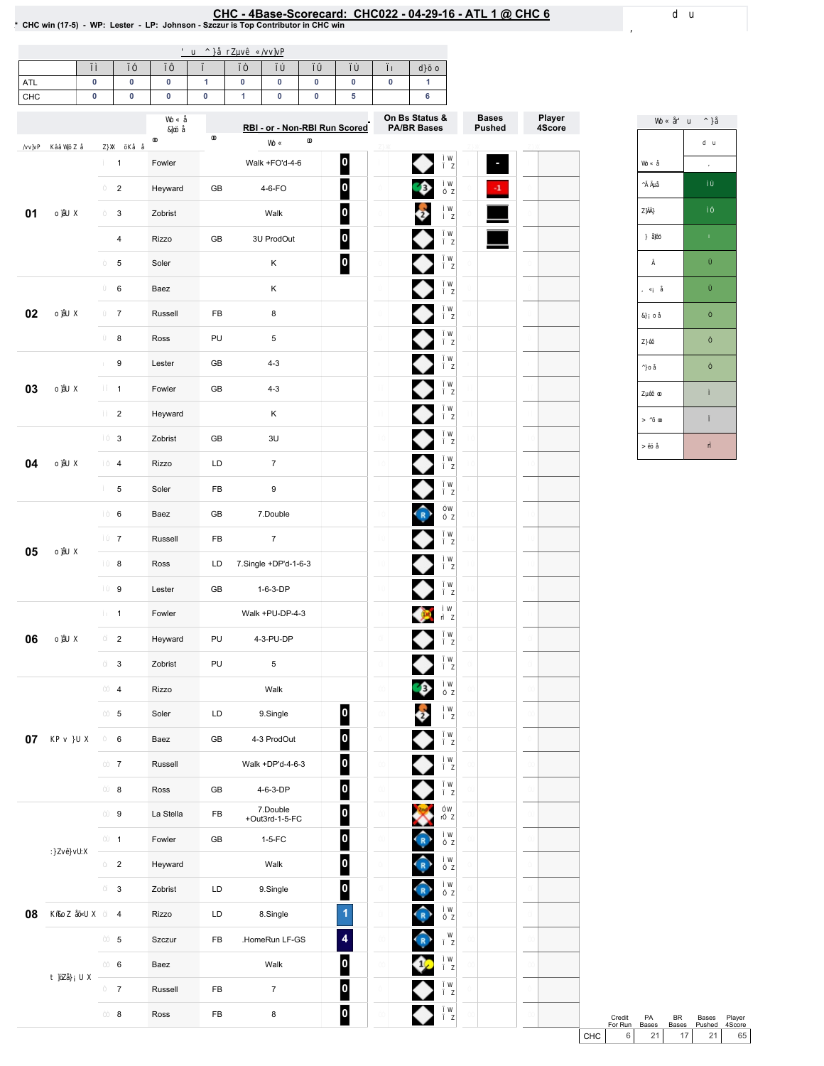# CHC - 4Base-Scorecard: CHC022 - 04-29-16 - ATL 1 @ CHC 6

* CHC win (17-5) - WP: Lester - LP: Johnson - Szczur is Top Contributor in CHC win

| | 1 | 2 | 3 | 4 | 5 | 6 | 7 | 8 | 9 | Total |
|---|---|---|---|---|---|---|---|---|---|---|
| ATL | 0 | 0 | 0 | 1 | 0 | 0 | 0 | 0 | 0 | 1 |
| CHC | 0 | 0 | 0 | 0 | 1 | 0 | 0 | 5 | | 6 |

| Inning | # | Batter | | RBI - or - Non-RBI Run Scored | | Bases Pushed |
|---|---|---|---|---|---|---|
| 01 | 1 | Fowler | | Walk +FO'd-4-6 | 0 | - |
| | 2 | Heyward | GB | 4-6-FO | 0 | -1 |
| | 3 | Zobrist | | Walk | 0 | |
| | 4 | Rizzo | GB | 3U ProdOut | 0 | |
| | 5 | Soler | | K | 0 | |
| 02 | 6 | Baez | | K | | |
| | 7 | Russell | FB | 8 | | |
| | 8 | Ross | PU | 5 | | |
| 03 | 9 | Lester | GB | 4-3 | | |
| | 1 | Fowler | GB | 4-3 | | |
| | 2 | Heyward | | K | | |
| 04 | 3 | Zobrist | GB | 3U | | |
| | 4 | Rizzo | LD | 7 | | |
| | 5 | Soler | FB | 9 | | |
| 05 | 6 | Baez | GB | 7.Double | | |
| | 7 | Russell | FB | 7 | | |
| | 8 | Ross | LD | 7.Single +DP'd-1-6-3 | | |
| | 9 | Lester | GB | 1-6-3-DP | | |
| 06 | 1 | Fowler | | Walk +PU-DP-4-3 | | |
| | 2 | Heyward | PU | 4-3-PU-DP | | |
| | 3 | Zobrist | PU | 5 | | |
| 07 | 4 | Rizzo | | Walk | | |
| | 5 | Soler | LD | 9.Single | 0 | |
| | 6 | Baez | GB | 4-3 ProdOut | 0 | |
| | 7 | Russell | | Walk +DP'd-4-6-3 | 0 | |
| | 8 | Ross | GB | 4-6-3-DP | 0 | |
| 08 | 9 | La Stella | FB | 7.Double +Out3rd-1-5-FC | 0 | |
| | 1 | Fowler | GB | 1-5-FC | 0 | |
| | 2 | Heyward | | Walk | 0 | |
| | 3 | Zobrist | LD | 9.Single | 0 | |
| | 4 | Rizzo | LD | 8.Single | 1 | |
| | 5 | Szczur | FB | .HomeRun LF-GS | 4 | |
| | 6 | Baez | | Walk | 0 | |
| | 7 | Russell | FB | 7 | 0 | |
| | 8 | Ross | FB | 8 | 0 | |

| | Credit For Run | PA Bases | BR Bases | Bases Pushed | Player 4Score |
|---|---|---|---|---|---|
| CHC | 6 | 21 | 17 | 21 | 65 |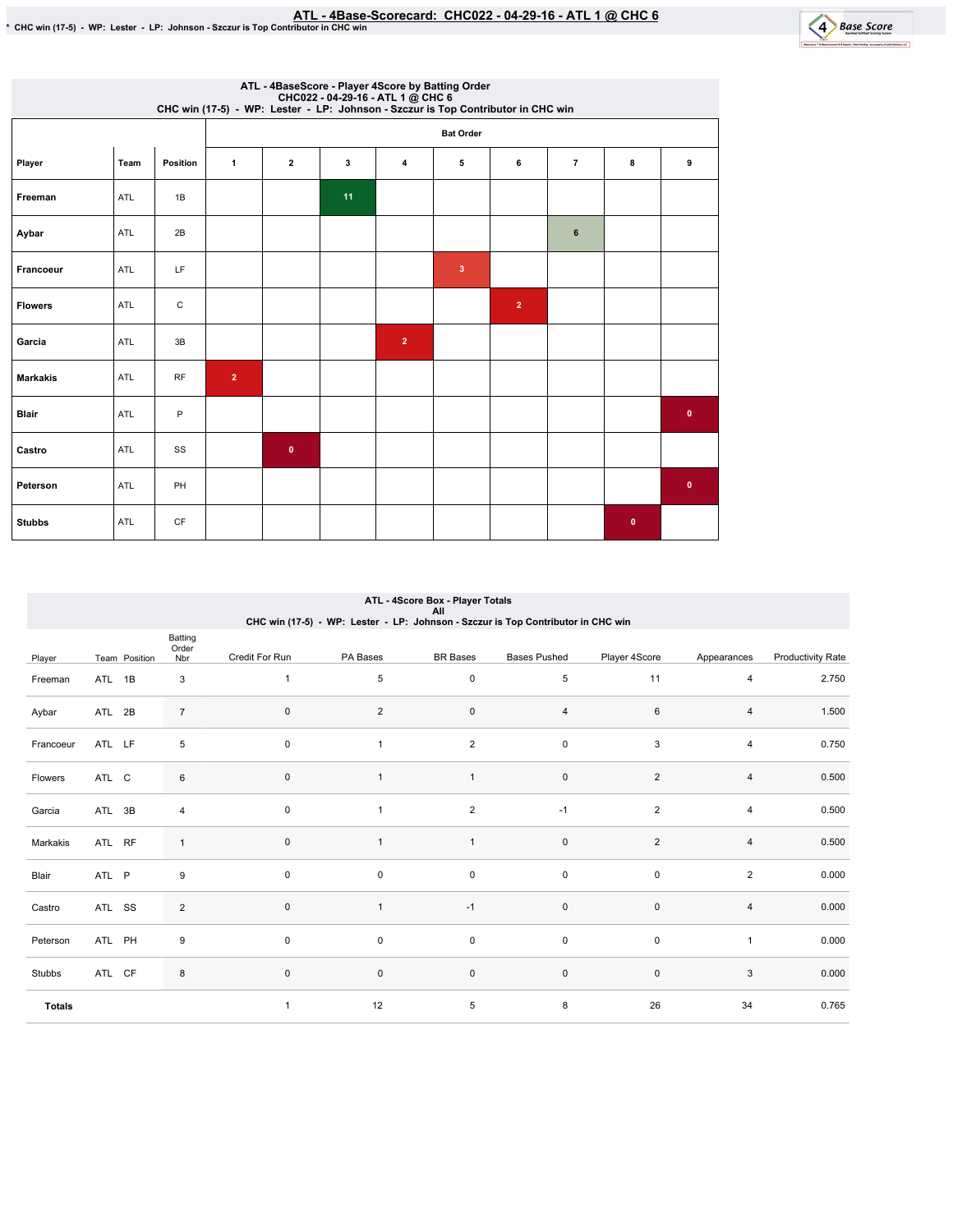# ATL - 4Base-Scorecard: CHC022 - 04-29-16 - ATL 1 @ CHC 6

\* CHC win (17-5) - WP: Lester - LP: Johnson - Szczur is Top Contributor in CHC win

## ATL - 4BaseScore - Player 4Score by Batting Order
CHC022 - 04-29-16 - ATL 1 @ CHC 6
CHC win (17-5) - WP: Lester - LP: Johnson - Szczur is Top Contributor in CHC win

| Player | Team | Position | Bat Order 1 | 2 | 3 | 4 | 5 | 6 | 7 | 8 | 9 |
|---|---|---|---|---|---|---|---|---|---|---|---|
| Freeman | ATL | 1B | | | 11 | | | | | | |
| Aybar | ATL | 2B | | | | | | | 6 | | |
| Francoeur | ATL | LF | | | | | 3 | | | | |
| Flowers | ATL | C | | | | | | 2 | | | |
| Garcia | ATL | 3B | | | | 2 | | | | | |
| Markakis | ATL | RF | 2 | | | | | | | | |
| Blair | ATL | P | | | | | | | | | 0 |
| Castro | ATL | SS | | 0 | | | | | | | |
| Peterson | ATL | PH | | | | | | | | | 0 |
| Stubbs | ATL | CF | | | | | | | | 0 | |

## ATL - 4Score Box - Player Totals
All
CHC win (17-5) - WP: Lester - LP: Johnson - Szczur is Top Contributor in CHC win

| Player | Team | Position | Batting Order Nbr | Credit For Run | PA Bases | BR Bases | Bases Pushed | Player 4Score | Appearances | Productivity Rate |
|---|---|---|---|---|---|---|---|---|---|---|
| Freeman | ATL | 1B | 3 | 1 | 5 | 0 | 5 | 11 | 4 | 2.750 |
| Aybar | ATL | 2B | 7 | 0 | 2 | 0 | 4 | 6 | 4 | 1.500 |
| Francoeur | ATL | LF | 5 | 0 | 1 | 2 | 0 | 3 | 4 | 0.750 |
| Flowers | ATL | C | 6 | 0 | 1 | 1 | 0 | 2 | 4 | 0.500 |
| Garcia | ATL | 3B | 4 | 0 | 1 | 2 | -1 | 2 | 4 | 0.500 |
| Markakis | ATL | RF | 1 | 0 | 1 | 1 | 0 | 2 | 4 | 0.500 |
| Blair | ATL | P | 9 | 0 | 0 | 0 | 0 | 0 | 2 | 0.000 |
| Castro | ATL | SS | 2 | 0 | 1 | -1 | 0 | 0 | 4 | 0.000 |
| Peterson | ATL | PH | 9 | 0 | 0 | 0 | 0 | 0 | 1 | 0.000 |
| Stubbs | ATL | CF | 8 | 0 | 0 | 0 | 0 | 0 | 3 | 0.000 |
| **Totals** | | | | 1 | 12 | 5 | 8 | 26 | 34 | 0.765 |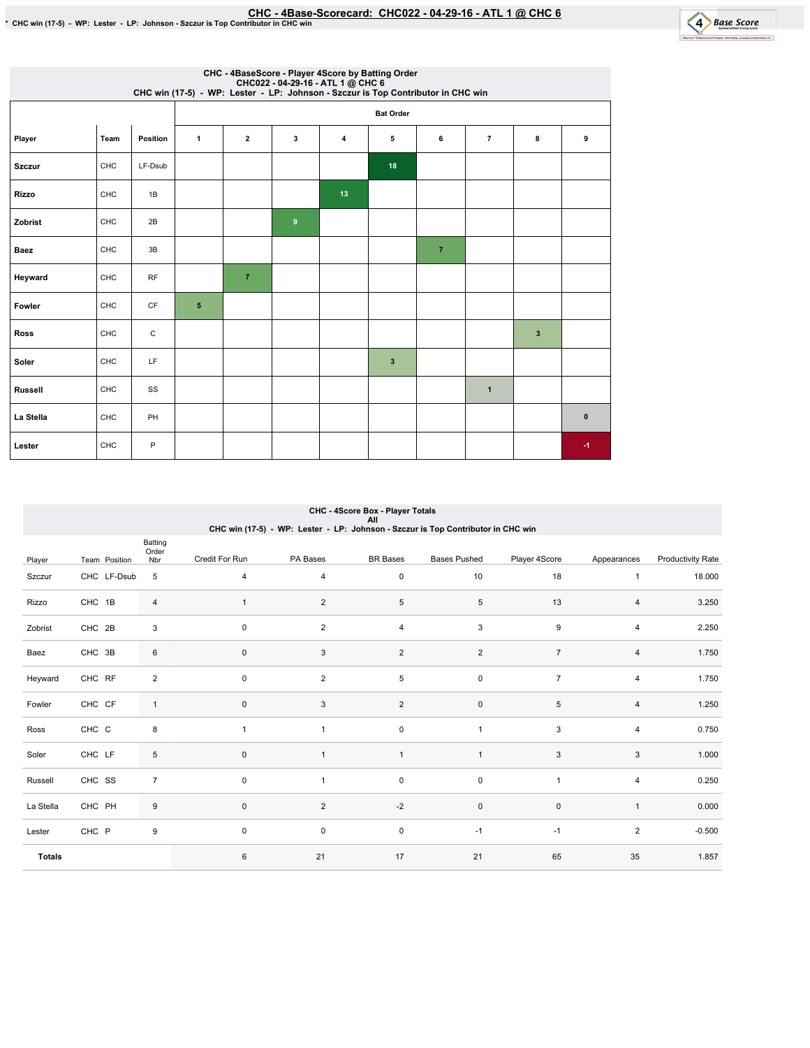# CHC - 4Base-Scorecard: CHC022 - 04-29-16 - ATL 1 @ CHC 6

* CHC win (17-5) - WP: Lester - LP: Johnson - Szczur is Top Contributor in CHC win

## CHC - 4BaseScore - Player 4Score by Batting Order
CHC022 - 04-29-16 - ATL 1 @ CHC 6
CHC win (17-5) - WP: Lester - LP: Johnson - Szczur is Top Contributor in CHC win

| Player | Team | Position | Bat Order 1 | 2 | 3 | 4 | 5 | 6 | 7 | 8 | 9 |
|---|---|---|---|---|---|---|---|---|---|---|---|
| Szczur | CHC | LF-Dsub | | | | | 18 | | | | |
| Rizzo | CHC | 1B | | | | 13 | | | | | |
| Zobrist | CHC | 2B | | | 9 | | | | | | |
| Baez | CHC | 3B | | | | | | 7 | | | |
| Heyward | CHC | RF | | 7 | | | | | | | |
| Fowler | CHC | CF | 5 | | | | | | | | |
| Ross | CHC | C | | | | | | | | 3 | |
| Soler | CHC | LF | | | | | 3 | | | | |
| Russell | CHC | SS | | | | | | | 1 | | |
| La Stella | CHC | PH | | | | | | | | | 0 |
| Lester | CHC | P | | | | | | | | | -1 |

## CHC - 4Score Box - Player Totals
All
CHC win (17-5) - WP: Lester - LP: Johnson - Szczur is Top Contributor in CHC win

| Player | Team | Position | Batting Order Nbr | Credit For Run | PA Bases | BR Bases | Bases Pushed | Player 4Score | Appearances | Productivity Rate |
|---|---|---|---|---|---|---|---|---|---|---|
| Szczur | CHC | LF-Dsub | 5 | 4 | 4 | 0 | 10 | 18 | 1 | 18.000 |
| Rizzo | CHC | 1B | 4 | 1 | 2 | 5 | 5 | 13 | 4 | 3.250 |
| Zobrist | CHC | 2B | 3 | 0 | 2 | 4 | 3 | 9 | 4 | 2.250 |
| Baez | CHC | 3B | 6 | 0 | 3 | 2 | 2 | 7 | 4 | 1.750 |
| Heyward | CHC | RF | 2 | 0 | 2 | 5 | 0 | 7 | 4 | 1.750 |
| Fowler | CHC | CF | 1 | 0 | 3 | 2 | 0 | 5 | 4 | 1.250 |
| Ross | CHC | C | 8 | 1 | 1 | 0 | 1 | 3 | 4 | 0.750 |
| Soler | CHC | LF | 5 | 0 | 1 | 1 | 1 | 3 | 3 | 1.000 |
| Russell | CHC | SS | 7 | 0 | 1 | 0 | 0 | 1 | 4 | 0.250 |
| La Stella | CHC | PH | 9 | 0 | 2 | -2 | 0 | 0 | 1 | 0.000 |
| Lester | CHC | P | 9 | 0 | 0 | 0 | -1 | -1 | 2 | -0.500 |
| **Totals** | | | | 6 | 21 | 17 | 21 | 65 | 35 | 1.857 |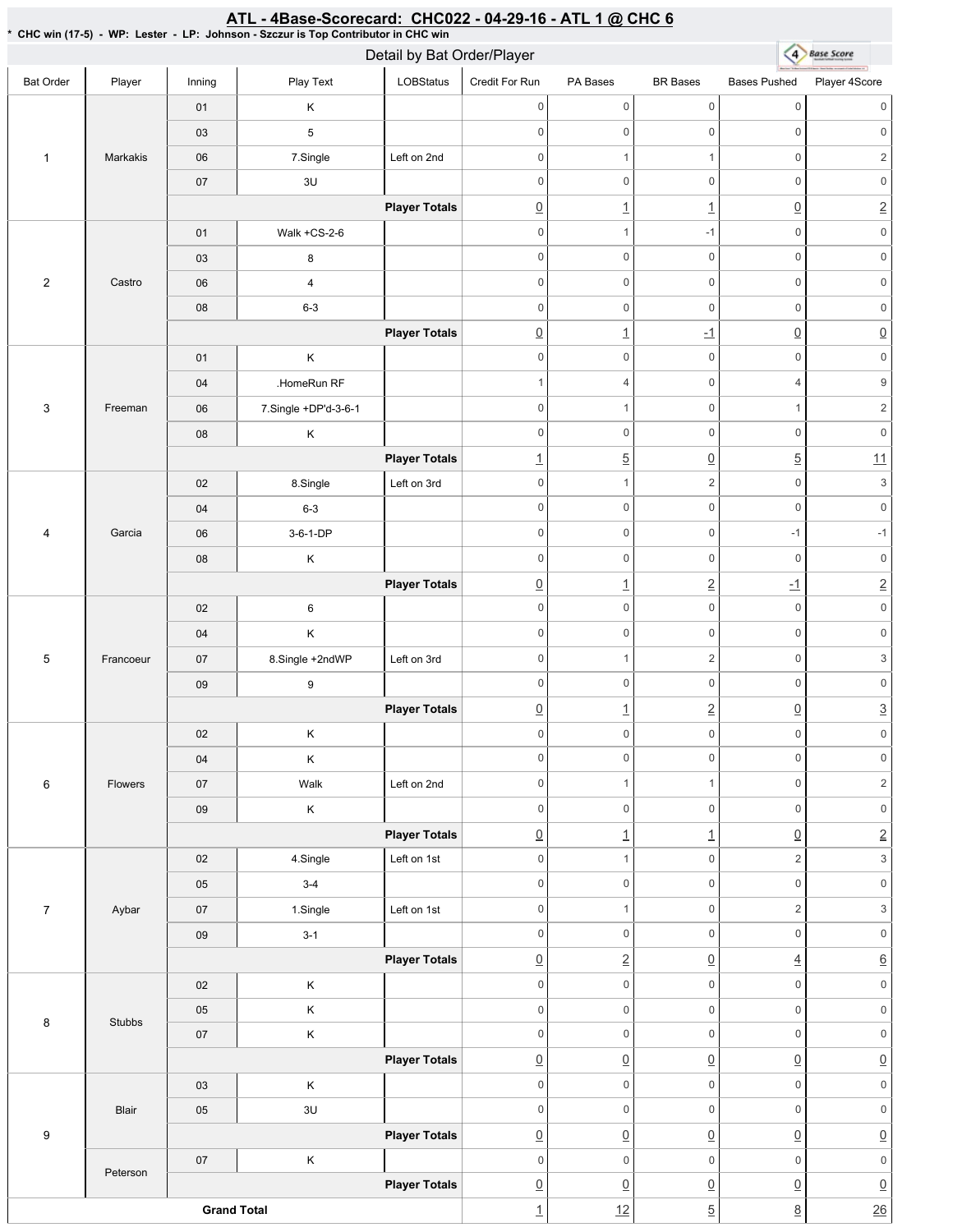## ATL - 4Base-Scorecard: CHC022 - 04-29-16 - ATL 1 @ CHC 6

\* CHC win (17-5) - WP: Lester - LP: Johnson - Szczur is Top Contributor in CHC win

### Detail by Bat Order/Player

| Bat Order | Player | Inning | Play Text | LOBStatus | Credit For Run | PA Bases | BR Bases | Bases Pushed | Player 4Score |
|---|---|---|---|---|---|---|---|---|---|
| 1 | Markakis | 01 | K | | 0 | 0 | 0 | 0 | 0 |
| | | 03 | 5 | | 0 | 0 | 0 | 0 | 0 |
| | | 06 | 7.Single | Left on 2nd | 0 | 1 | 1 | 0 | 2 |
| | | 07 | 3U | | 0 | 0 | 0 | 0 | 0 |
| | | | | **Player Totals** | 0 | 1 | 1 | 0 | 2 |
| 2 | Castro | 01 | Walk +CS-2-6 | | 0 | 1 | -1 | 0 | 0 |
| | | 03 | 8 | | 0 | 0 | 0 | 0 | 0 |
| | | 06 | 4 | | 0 | 0 | 0 | 0 | 0 |
| | | 08 | 6-3 | | 0 | 0 | 0 | 0 | 0 |
| | | | | **Player Totals** | 0 | 1 | -1 | 0 | 0 |
| 3 | Freeman | 01 | K | | 0 | 0 | 0 | 0 | 0 |
| | | 04 | .HomeRun RF | | 1 | 4 | 0 | 4 | 9 |
| | | 06 | 7.Single +DP'd-3-6-1 | | 0 | 1 | 0 | 1 | 2 |
| | | 08 | K | | 0 | 0 | 0 | 0 | 0 |
| | | | | **Player Totals** | 1 | 5 | 0 | 5 | 11 |
| 4 | Garcia | 02 | 8.Single | Left on 3rd | 0 | 1 | 2 | 0 | 3 |
| | | 04 | 6-3 | | 0 | 0 | 0 | 0 | 0 |
| | | 06 | 3-6-1-DP | | 0 | 0 | 0 | -1 | -1 |
| | | 08 | K | | 0 | 0 | 0 | 0 | 0 |
| | | | | **Player Totals** | 0 | 1 | 2 | -1 | 2 |
| 5 | Francoeur | 02 | 6 | | 0 | 0 | 0 | 0 | 0 |
| | | 04 | K | | 0 | 0 | 0 | 0 | 0 |
| | | 07 | 8.Single +2ndWP | Left on 3rd | 0 | 1 | 2 | 0 | 3 |
| | | 09 | 9 | | 0 | 0 | 0 | 0 | 0 |
| | | | | **Player Totals** | 0 | 1 | 2 | 0 | 3 |
| 6 | Flowers | 02 | K | | 0 | 0 | 0 | 0 | 0 |
| | | 04 | K | | 0 | 0 | 0 | 0 | 0 |
| | | 07 | Walk | Left on 2nd | 0 | 1 | 1 | 0 | 2 |
| | | 09 | K | | 0 | 0 | 0 | 0 | 0 |
| | | | | **Player Totals** | 0 | 1 | 1 | 0 | 2 |
| 7 | Aybar | 02 | 4.Single | Left on 1st | 0 | 1 | 0 | 2 | 3 |
| | | 05 | 3-4 | | 0 | 0 | 0 | 0 | 0 |
| | | 07 | 1.Single | Left on 1st | 0 | 1 | 0 | 2 | 3 |
| | | 09 | 3-1 | | 0 | 0 | 0 | 0 | 0 |
| | | | | **Player Totals** | 0 | 2 | 0 | 4 | 6 |
| 8 | Stubbs | 02 | K | | 0 | 0 | 0 | 0 | 0 |
| | | 05 | K | | 0 | 0 | 0 | 0 | 0 |
| | | 07 | K | | 0 | 0 | 0 | 0 | 0 |
| | | | | **Player Totals** | 0 | 0 | 0 | 0 | 0 |
| 9 | Blair | 03 | K | | 0 | 0 | 0 | 0 | 0 |
| | | 05 | 3U | | 0 | 0 | 0 | 0 | 0 |
| | | | | **Player Totals** | 0 | 0 | 0 | 0 | 0 |
| | Peterson | 07 | K | | 0 | 0 | 0 | 0 | 0 |
| | | | | **Player Totals** | 0 | 0 | 0 | 0 | 0 |
| **Grand Total** | | | | | 1 | 12 | 5 | 8 | 26 |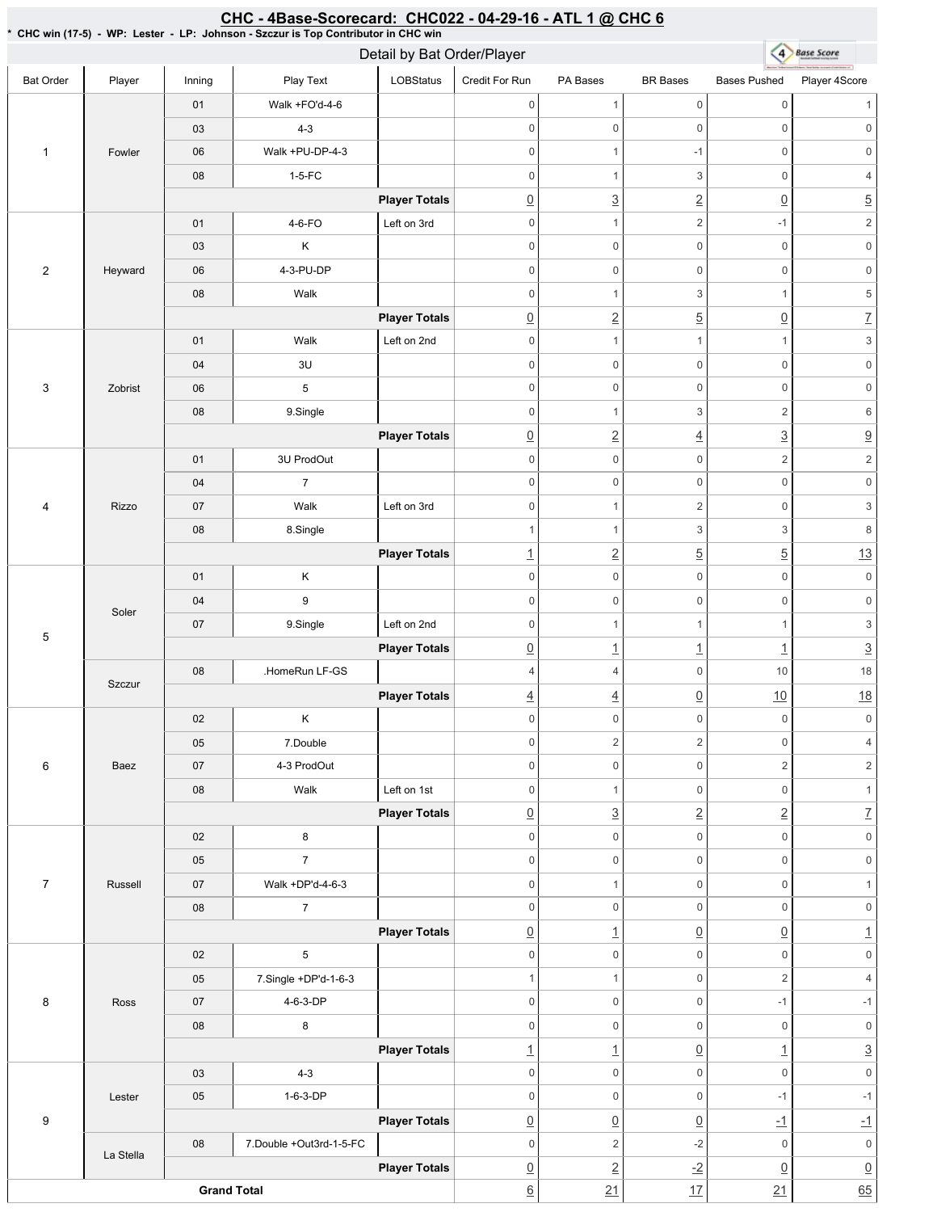## CHC - 4Base-Scorecard: CHC022 - 04-29-16 - ATL 1 @ CHC 6

\* CHC win (17-5) - WP: Lester - LP: Johnson - Szczur is Top Contributor in CHC win

### Detail by Bat Order/Player

| Bat Order | Player | Inning | Play Text | LOBStatus | Credit For Run | PA Bases | BR Bases | Bases Pushed | Player 4Score |
|---|---|---|---|---|---|---|---|---|---|
| 1 | Fowler | 01 | Walk +FO'd-4-6 | | 0 | 1 | 0 | 0 | 1 |
| | | 03 | 4-3 | | 0 | 0 | 0 | 0 | 0 |
| | | 06 | Walk +PU-DP-4-3 | | 0 | 1 | -1 | 0 | 0 |
| | | 08 | 1-5-FC | | 0 | 1 | 3 | 0 | 4 |
| | | | | **Player Totals** | 0 | 3 | 2 | 0 | 5 |
| 2 | Heyward | 01 | 4-6-FO | Left on 3rd | 0 | 1 | 2 | -1 | 2 |
| | | 03 | K | | 0 | 0 | 0 | 0 | 0 |
| | | 06 | 4-3-PU-DP | | 0 | 0 | 0 | 0 | 0 |
| | | 08 | Walk | | 0 | 1 | 3 | 1 | 5 |
| | | | | **Player Totals** | 0 | 2 | 5 | 0 | 7 |
| 3 | Zobrist | 01 | Walk | Left on 2nd | 0 | 1 | 1 | 1 | 3 |
| | | 04 | 3U | | 0 | 0 | 0 | 0 | 0 |
| | | 06 | 5 | | 0 | 0 | 0 | 0 | 0 |
| | | 08 | 9.Single | | 0 | 1 | 3 | 2 | 6 |
| | | | | **Player Totals** | 0 | 2 | 4 | 3 | 9 |
| 4 | Rizzo | 01 | 3U ProdOut | | 0 | 0 | 0 | 2 | 2 |
| | | 04 | 7 | | 0 | 0 | 0 | 0 | 0 |
| | | 07 | Walk | Left on 3rd | 0 | 1 | 2 | 0 | 3 |
| | | 08 | 8.Single | | 1 | 1 | 3 | 3 | 8 |
| | | | | **Player Totals** | 1 | 2 | 5 | 5 | 13 |
| 5 | Soler | 01 | K | | 0 | 0 | 0 | 0 | 0 |
| | | 04 | 9 | | 0 | 0 | 0 | 0 | 0 |
| | | 07 | 9.Single | Left on 2nd | 0 | 1 | 1 | 1 | 3 |
| | | | | **Player Totals** | 0 | 1 | 1 | 1 | 3 |
| | Szczur | 08 | .HomeRun LF-GS | | 4 | 4 | 0 | 10 | 18 |
| | | | | **Player Totals** | 4 | 4 | 0 | 10 | 18 |
| 6 | Baez | 02 | K | | 0 | 0 | 0 | 0 | 0 |
| | | 05 | 7.Double | | 0 | 2 | 2 | 0 | 4 |
| | | 07 | 4-3 ProdOut | | 0 | 0 | 0 | 2 | 2 |
| | | 08 | Walk | Left on 1st | 0 | 1 | 0 | 0 | 1 |
| | | | | **Player Totals** | 0 | 3 | 2 | 2 | 7 |
| 7 | Russell | 02 | 8 | | 0 | 0 | 0 | 0 | 0 |
| | | 05 | 7 | | 0 | 0 | 0 | 0 | 0 |
| | | 07 | Walk +DP'd-4-6-3 | | 0 | 1 | 0 | 0 | 1 |
| | | 08 | 7 | | 0 | 0 | 0 | 0 | 0 |
| | | | | **Player Totals** | 0 | 1 | 0 | 0 | 1 |
| 8 | Ross | 02 | 5 | | 0 | 0 | 0 | 0 | 0 |
| | | 05 | 7.Single +DP'd-1-6-3 | | 1 | 1 | 0 | 2 | 4 |
| | | 07 | 4-6-3-DP | | 0 | 0 | 0 | -1 | -1 |
| | | 08 | 8 | | 0 | 0 | 0 | 0 | 0 |
| | | | | **Player Totals** | 1 | 1 | 0 | 1 | 3 |
| 9 | Lester | 03 | 4-3 | | 0 | 0 | 0 | 0 | 0 |
| | | 05 | 1-6-3-DP | | 0 | 0 | 0 | -1 | -1 |
| | | | | **Player Totals** | 0 | 0 | 0 | -1 | -1 |
| | La Stella | 08 | 7.Double +Out3rd-1-5-FC | | 0 | 2 | -2 | 0 | 0 |
| | | | | **Player Totals** | 0 | 2 | -2 | 0 | 0 |
| **Grand Total** | | | | | 6 | 21 | 17 | 21 | 65 |